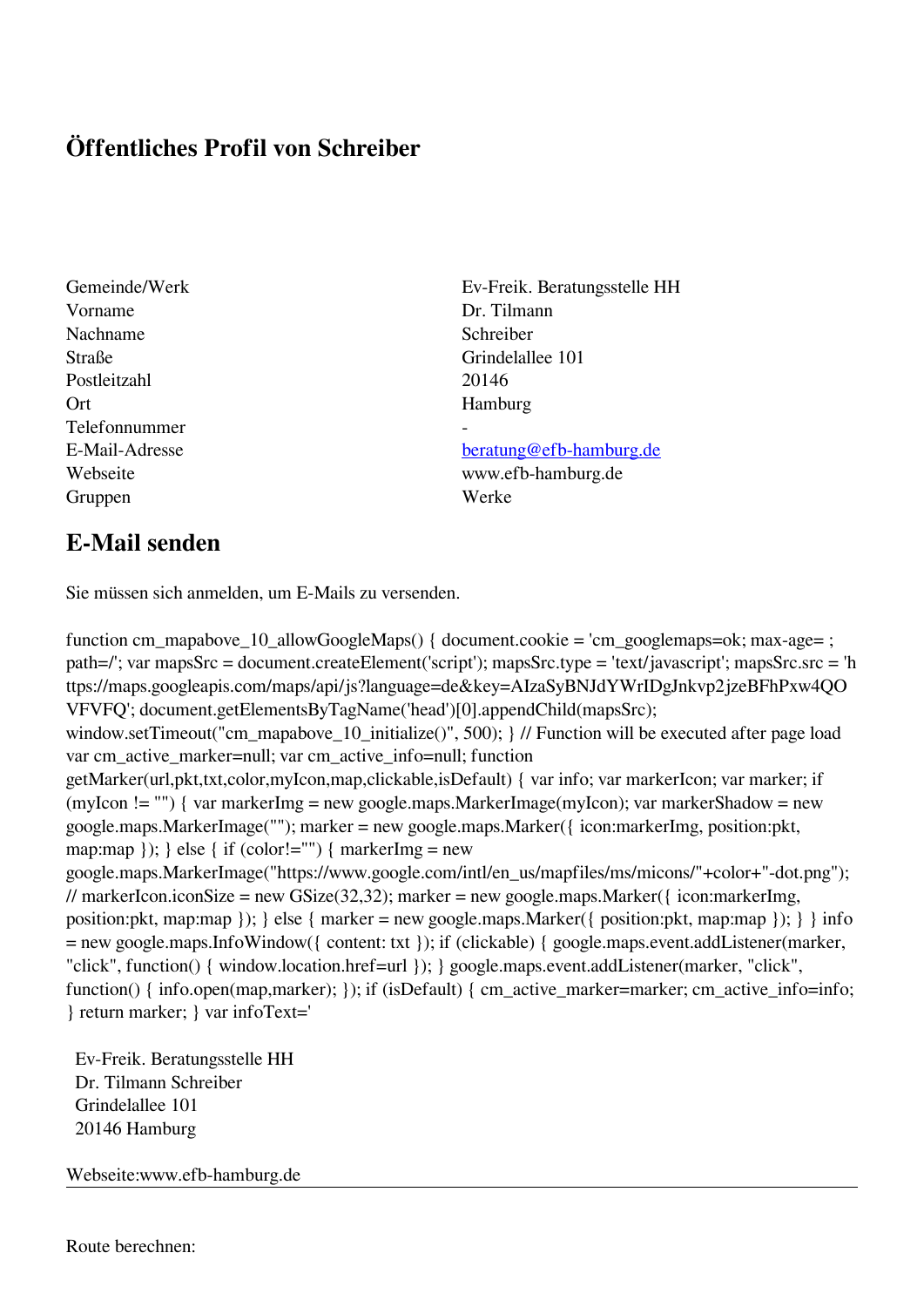# Öffentliches Profil von Schreiber

| | |
|---|---|
| Gemeinde/Werk | Ev-Freik. Beratungsstelle HH |
| Vorname | Dr. Tilmann |
| Nachname | Schreiber |
| Straße | Grindelallee 101 |
| Postleitzahl | 20146 |
| Ort | Hamburg |
| Telefonnummer | - |
| E-Mail-Adresse | beratung@efb-hamburg.de |
| Webseite | www.efb-hamburg.de |
| Gruppen | Werke |

## E-Mail senden

Sie müssen sich anmelden, um E-Mails zu versenden.

```
function cm_mapabove_10_allowGoogleMaps() { document.cookie = 'cm_googlemaps=ok; max-age= ; path=/'; var mapsSrc = document.createElement('script'); mapsSrc.type = 'text/javascript'; mapsSrc.src = 'https://maps.googleapis.com/maps/api/js?language=de&key=AIzaSyBNJdYWrIDgJnkvp2jzeBFhPxw4QOVFVFQ'; document.getElementsByTagName('head')[0].appendChild(mapsSrc); window.setTimeout("cm_mapabove_10_initialize()", 500); } // Function will be executed after page load var cm_active_marker=null; var cm_active_info=null; function getMarker(url,pkt,txt,color,myIcon,map,clickable,isDefault) { var info; var markerIcon; var marker; if (myIcon != "") { var markerImg = new google.maps.MarkerImage(myIcon); var markerShadow = new google.maps.MarkerImage(""); marker = new google.maps.Marker({ icon:markerImg, position:pkt, map:map }); } else { if (color!="") { markerImg = new google.maps.MarkerImage("https://www.google.com/intl/en_us/mapfiles/ms/micons/"+color+"-dot.png"); // markerIcon.iconSize = new GSize(32,32); marker = new google.maps.Marker({ icon:markerImg, position:pkt, map:map }); } else { marker = new google.maps.Marker({ position:pkt, map:map }); } } info = new google.maps.InfoWindow({ content: txt }); if (clickable) { google.maps.event.addListener(marker, "click", function() { window.location.href=url }); } google.maps.event.addListener(marker, "click", function() { info.open(map,marker); }); if (isDefault) { cm_active_marker=marker; cm_active_info=info; } return marker; } var infoText='
```

Ev-Freik. Beratungsstelle HH
Dr. Tilmann Schreiber
Grindelallee 101
20146 Hamburg

Webseite:www.efb-hamburg.de

---

Route berechnen: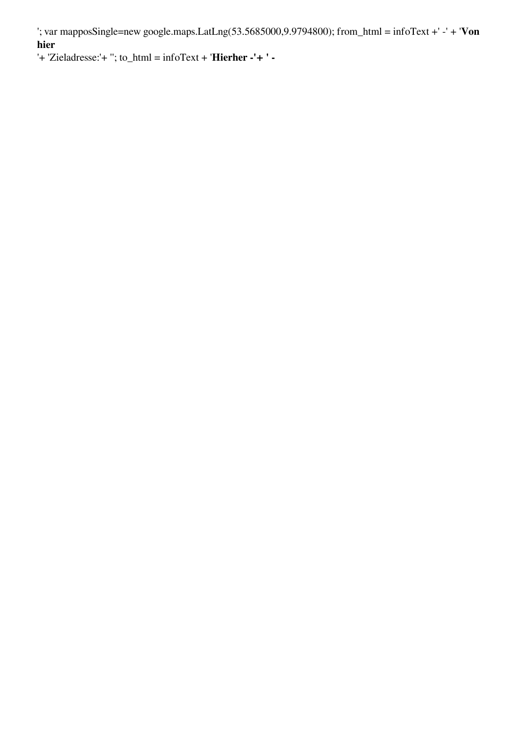'; var mapposSingle=new google.maps.LatLng(53.5685000,9.9794800); from_html = infoText +' -' + '**Von hier**

'+ 'Zieladresse:'+ ''; to_html = infoText + '**Hierher -'+ ' -**